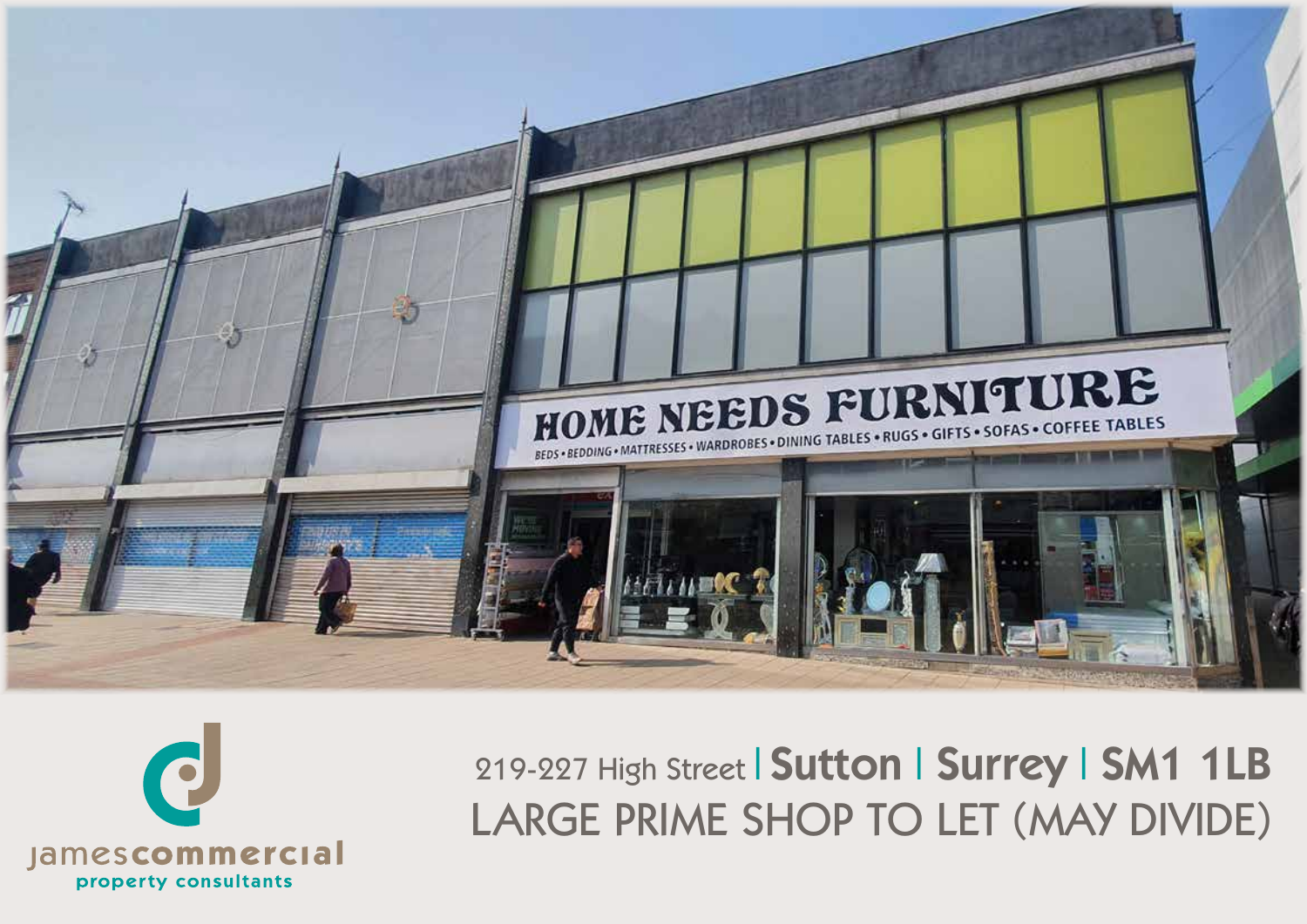219-227 High Street | **Sutton** | **Surrey** | **SM1 1LB**

# LARGE PRIME SHOP TO LET (MAY DIVIDE)

jamescommercial
property consultants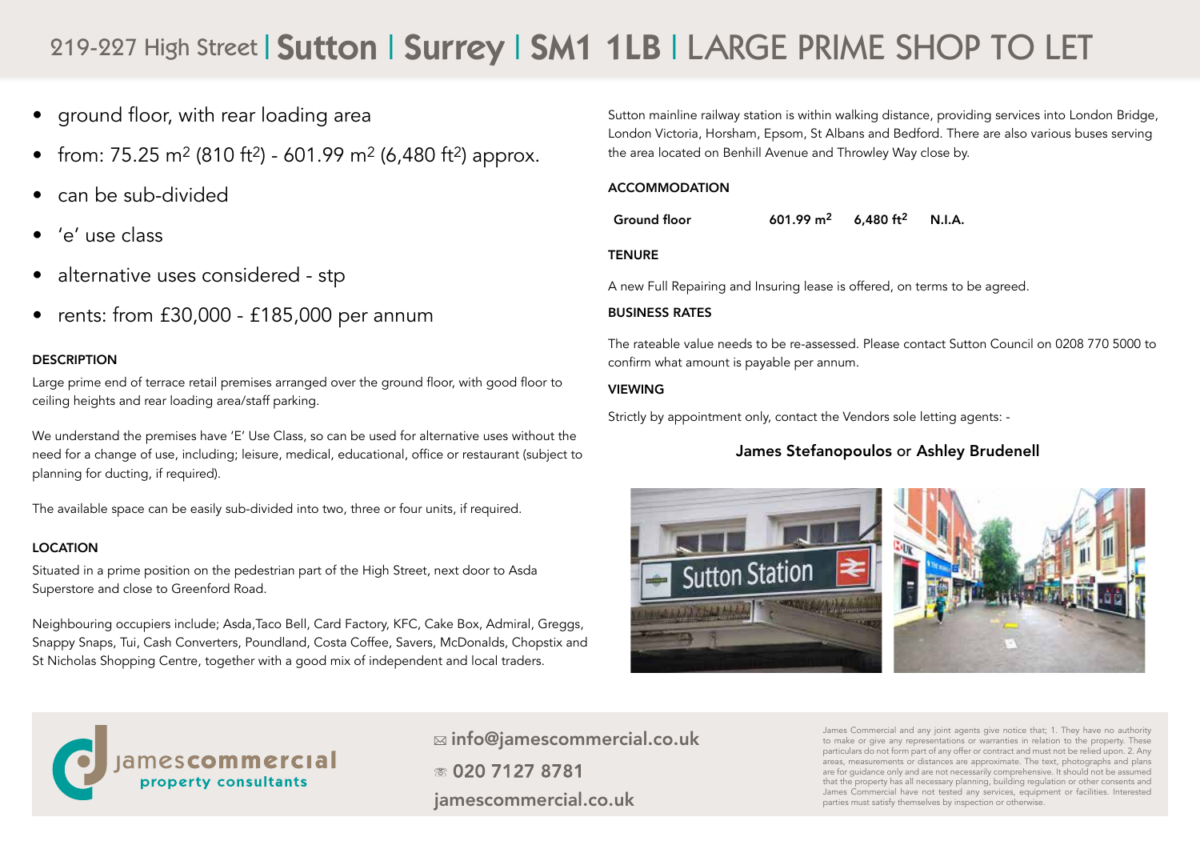# 219-227 High Street | Sutton | Surrey | SM1 1LB | LARGE PRIME SHOP TO LET

- ground floor, with rear loading area
- from: 75.25 m² (810 ft²) - 601.99 m² (6,480 ft²) approx.
- can be sub-divided
- 'e' use class
- alternative uses considered - stp
- rents: from £30,000 - £185,000 per annum

### DESCRIPTION

Large prime end of terrace retail premises arranged over the ground floor, with good floor to ceiling heights and rear loading area/staff parking.

We understand the premises have 'E' Use Class, so can be used for alternative uses without the need for a change of use, including; leisure, medical, educational, office or restaurant (subject to planning for ducting, if required).

The available space can be easily sub-divided into two, three or four units, if required.

### LOCATION

Situated in a prime position on the pedestrian part of the High Street, next door to Asda Superstore and close to Greenford Road.

Neighbouring occupiers include; Asda,Taco Bell, Card Factory, KFC, Cake Box, Admiral, Greggs, Snappy Snaps, Tui, Cash Converters, Poundland, Costa Coffee, Savers, McDonalds, Chopstix and St Nicholas Shopping Centre, together with a good mix of independent and local traders.

Sutton mainline railway station is within walking distance, providing services into London Bridge, London Victoria, Horsham, Epsom, St Albans and Bedford. There are also various buses serving the area located on Benhill Avenue and Throwley Way close by.

### ACCOMMODATION

| | | | |
|---|---|---|---|
| **Ground floor** | **601.99 m²** | **6,480 ft²** | **N.I.A.** |

### TENURE

A new Full Repairing and Insuring lease is offered, on terms to be agreed.

### BUSINESS RATES

The rateable value needs to be re-assessed. Please contact Sutton Council on 0208 770 5000 to confirm what amount is payable per annum.

### VIEWING

Strictly by appointment only, contact the Vendors sole letting agents: -

**James Stefanopoulos** or **Ashley Brudenell**

jamescommercial property consultants

info@jamescommercial.co.uk

020 7127 8781

jamescommercial.co.uk

James Commercial and any joint agents give notice that; 1. They have no authority to make or give any representations or warranties in relation to the property. These particulars do not form part of any offer or contract and must not be relied upon. 2. Any areas, measurements or distances are approximate. The text, photographs and plans are for guidance only and are not necessarily comprehensive. It should not be assumed that the property has all necessary planning, building regulation or other consents and James Commercial have not tested any services, equipment or facilities. Interested parties must satisfy themselves by inspection or otherwise.